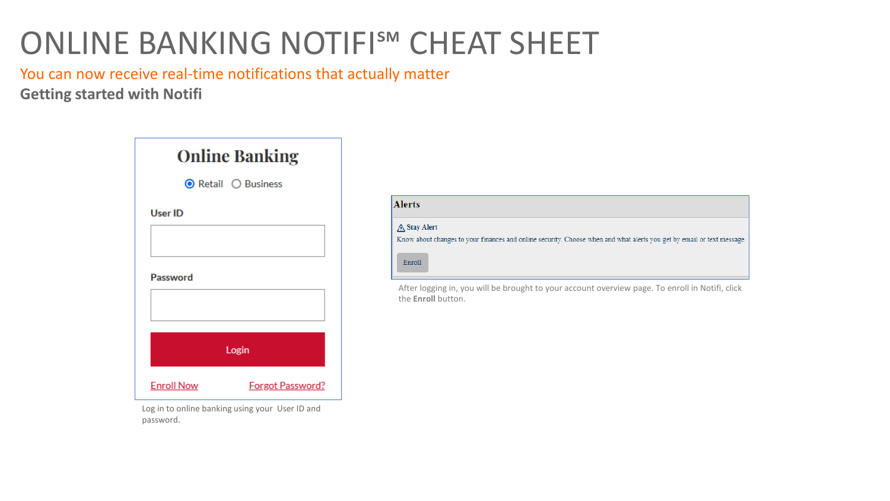# ONLINE BANKING NOTIFI℠ CHEAT SHEET

You can now receive real-time notifications that actually matter

**Getting started with Notifi**

Online Banking

Retail Business

User ID

Password

Login

Enroll Now Forgot Password?

Log in to online banking using your User ID and password.

**Alerts**

Stay Alert

Know about changes to your finances and online security. Choose when and what alerts you get by email or text message.

Enroll

After logging in, you will be brought to your account overview page. To enroll in Notifi, click the **Enroll** button.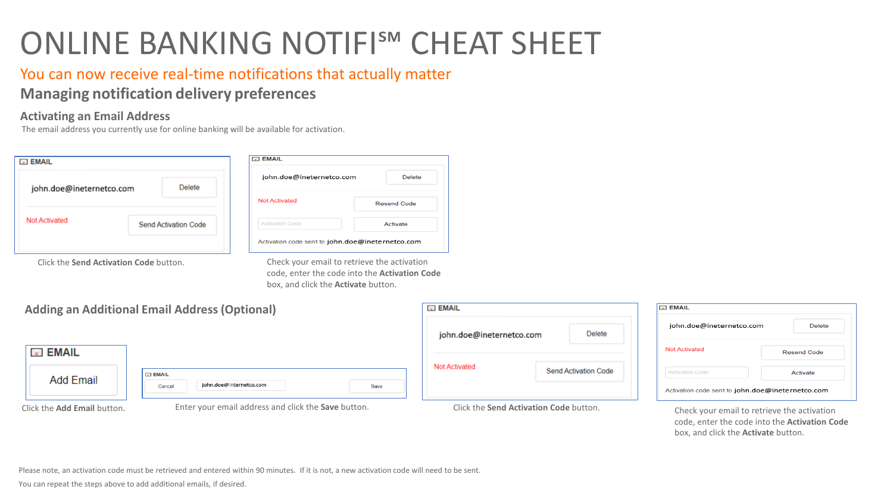# ONLINE BANKING NOTIFI℠ CHEAT SHEET

You can now receive real-time notifications that actually matter

## Managing notification delivery preferences

### Activating an Email Address

The email address you currently use for online banking will be available for activation.

Click the **Send Activation Code** button.

Check your email to retrieve the activation code, enter the code into the **Activation Code** box, and click the **Activate** button.

### Adding an Additional Email Address (Optional)

Click the **Add Email** button.

Enter your email address and click the **Save** button.

Click the **Send Activation Code** button.

Check your email to retrieve the activation code, enter the code into the **Activation Code** box, and click the **Activate** button.

Please note, an activation code must be retrieved and entered within 90 minutes. If it is not, a new activation code will need to be sent.

You can repeat the steps above to add additional emails, if desired.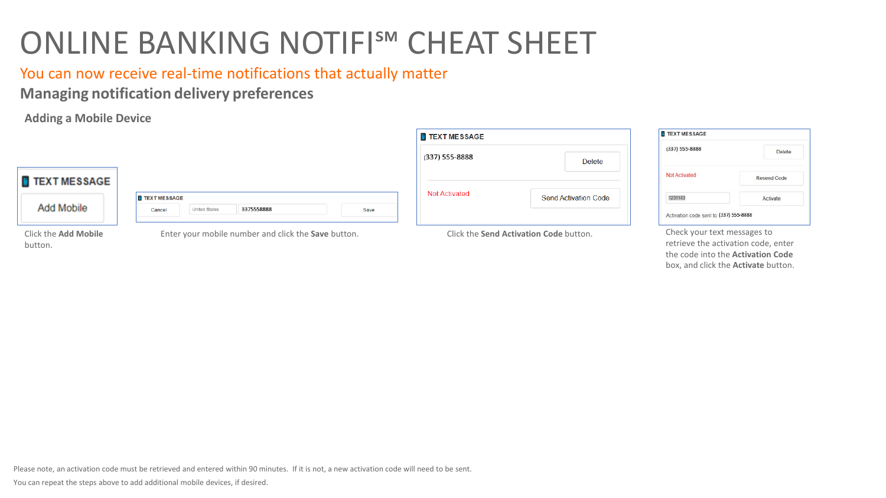# ONLINE BANKING NOTIFI℠ CHEAT SHEET

You can now receive real-time notifications that actually matter

## Managing notification delivery preferences

### Adding a Mobile Device

Click the **Add Mobile** button.

Enter your mobile number and click the **Save** button.

Click the **Send Activation Code** button.

Check your text messages to retrieve the activation code, enter the code into the **Activation Code** box, and click the **Activate** button.

Please note, an activation code must be retrieved and entered within 90 minutes. If it is not, a new activation code will need to be sent.

You can repeat the steps above to add additional mobile devices, if desired.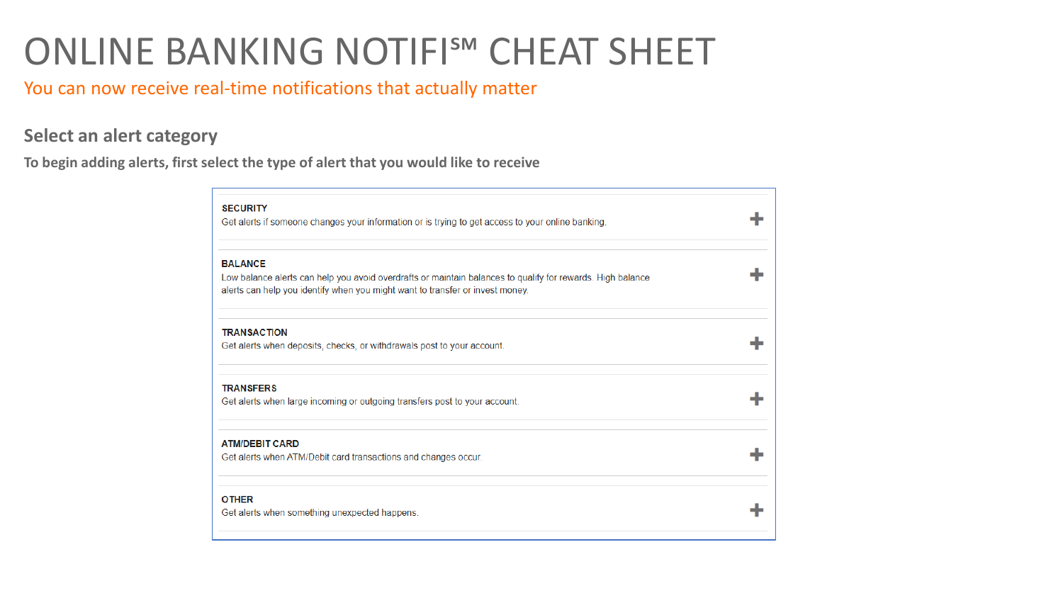# ONLINE BANKING NOTIFI℠ CHEAT SHEET

You can now receive real-time notifications that actually matter

## Select an alert category

**To begin adding alerts, first select the type of alert that you would like to receive**

**SECURITY**
Get alerts if someone changes your information or is trying to get access to your online banking.

**BALANCE**
Low balance alerts can help you avoid overdrafts or maintain balances to qualify for rewards. High balance alerts can help you identify when you might want to transfer or invest money.

**TRANSACTION**
Get alerts when deposits, checks, or withdrawals post to your account.

**TRANSFERS**
Get alerts when large incoming or outgoing transfers post to your account.

**ATM/DEBIT CARD**
Get alerts when ATM/Debit card transactions and changes occur.

**OTHER**
Get alerts when something unexpected happens.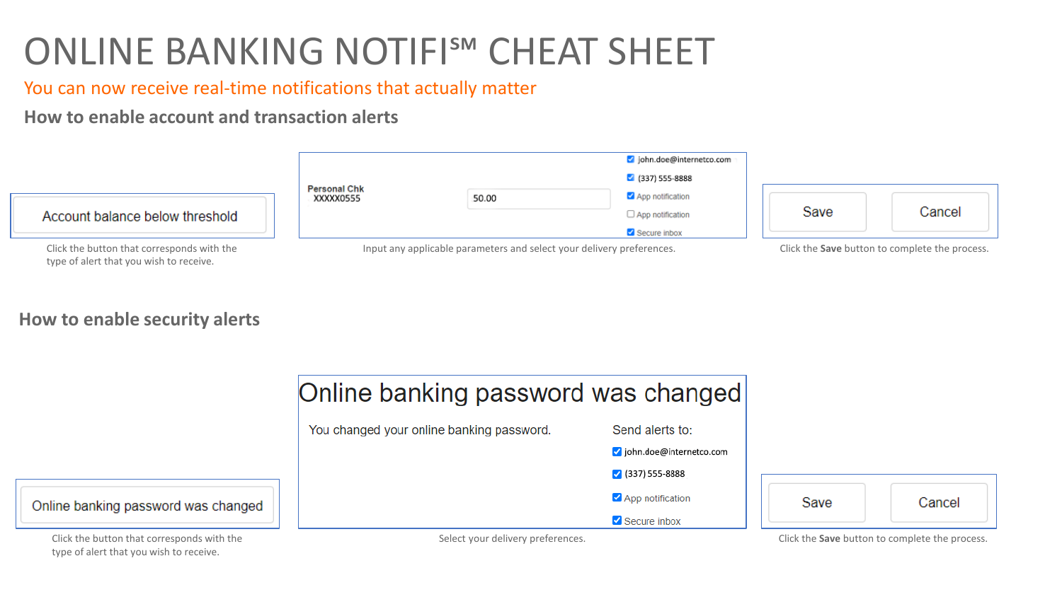# ONLINE BANKING NOTIFI℠ CHEAT SHEET

You can now receive real-time notifications that actually matter

## How to enable account and transaction alerts

Account balance below threshold

Click the button that corresponds with the type of alert that you wish to receive.

Personal Chk
XXXXX0555

50.00

- [x] john.doe@internetco.com
- [x] (337) 555-8888
- [x] App notification
- [ ] App notification
- [x] Secure inbox

Input any applicable parameters and select your delivery preferences.

Save Cancel

Click the **Save** button to complete the process.

## How to enable security alerts

Online banking password was changed

Click the button that corresponds with the type of alert that you wish to receive.

Online banking password was changed

You changed your online banking password.

Send alerts to:

- [x] john.doe@internetco.com
- [x] (337) 555-8888
- [x] App notification
- [x] Secure inbox

Select your delivery preferences.

Save Cancel

Click the **Save** button to complete the process.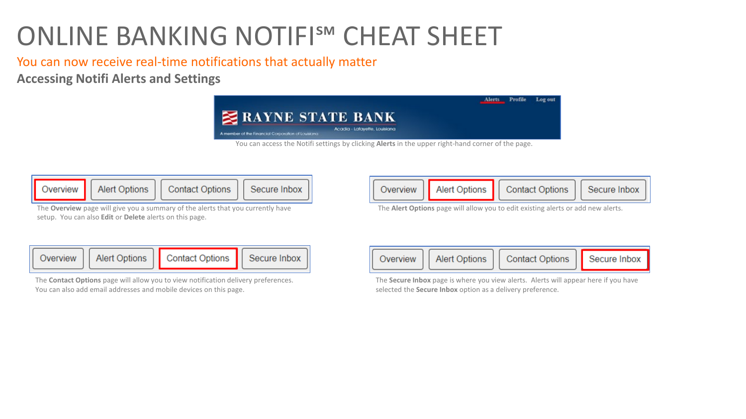# ONLINE BANKING NOTIFI℠ CHEAT SHEET

You can now receive real-time notifications that actually matter

## Accessing Notifi Alerts and Settings

You can access the Notifi settings by clicking **Alerts** in the upper right-hand corner of the page.

The **Overview** page will give you a summary of the alerts that you currently have setup. You can also **Edit** or **Delete** alerts on this page.

The **Alert Options** page will allow you to edit existing alerts or add new alerts.

The **Contact Options** page will allow you to view notification delivery preferences. You can also add email addresses and mobile devices on this page.

The **Secure Inbox** page is where you view alerts. Alerts will appear here if you have selected the **Secure Inbox** option as a delivery preference.